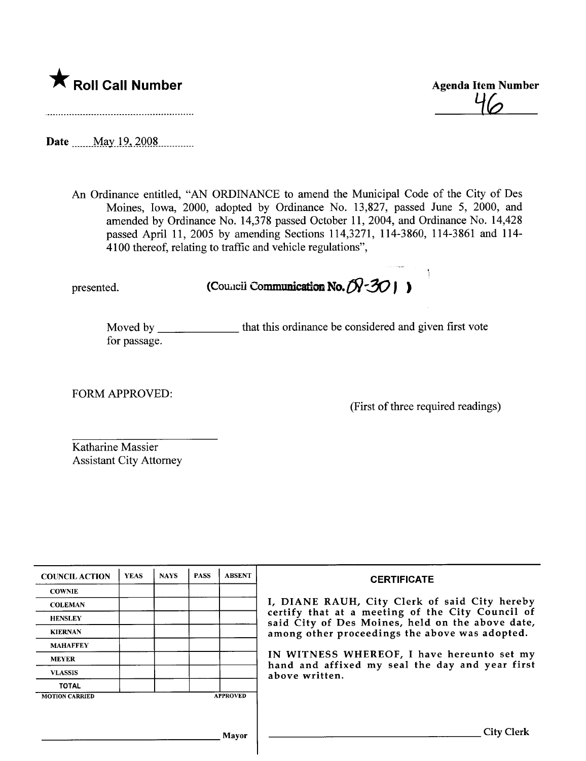★ **Roll Call Number**

**Agenda Item Number**

46

**Date** May 19, 2008

An Ordinance entitled, "AN ORDINANCE to amend the Municipal Code of the City of Des Moines, Iowa, 2000, adopted by Ordinance No. 13,827, passed June 5, 2000, and amended by Ordinance No. 14,378 passed October 11, 2004, and Ordinance No. 14,428 passed April 11, 2005 by amending Sections 114,3271, 114-3860, 114-3861 and 114-4100 thereof, relating to traffic and vehicle regulations",

presented. (Council Communication No. 08-301)

Moved by _____________ that this ordinance be considered and given first vote for passage.

FORM APPROVED:

(First of three required readings)

_______________________
Katharine Massier
Assistant City Attorney

| COUNCIL ACTION | YEAS | NAYS | PASS | ABSENT |
|---|---|---|---|---|
| COWNIE | | | | |
| COLEMAN | | | | |
| HENSLEY | | | | |
| KIERNAN | | | | |
| MAHAFFEY | | | | |
| MEYER | | | | |
| VLASSIS | | | | |
| TOTAL | | | | |
| MOTION CARRIED | | | | APPROVED |

_______________________ Mayor

**CERTIFICATE**

I, DIANE RAUH, City Clerk of said City hereby certify that at a meeting of the City Council of said City of Des Moines, held on the above date, among other proceedings the above was adopted.

IN WITNESS WHEREOF, I have hereunto set my hand and affixed my seal the day and year first above written.

_______________________ City Clerk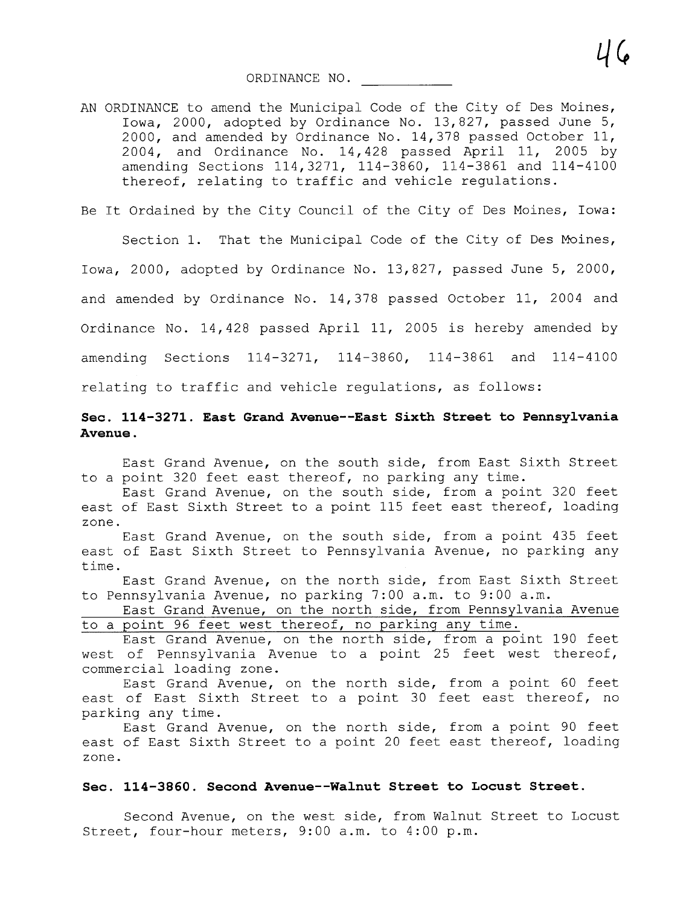ORDINANCE NO. \_\_\_\_\_\_\_\_\_\_\_

AN ORDINANCE to amend the Municipal Code of the City of Des Moines, Iowa, 2000, adopted by Ordinance No. 13,827, passed June 5, 2000, and amended by Ordinance No. 14,378 passed October 11, 2004, and Ordinance No. 14,428 passed April 11, 2005 by amending Sections 114,3271, 114-3860, 114-3861 and 114-4100 thereof, relating to traffic and vehicle regulations.

Be It Ordained by the City Council of the City of Des Moines, Iowa:

Section 1. That the Municipal Code of the City of Des Moines, Iowa, 2000, adopted by Ordinance No. 13,827, passed June 5, 2000, and amended by Ordinance No. 14,378 passed October 11, 2004 and Ordinance No. 14,428 passed April 11, 2005 is hereby amended by amending Sections 114-3271, 114-3860, 114-3861 and 114-4100 relating to traffic and vehicle regulations, as follows:

**Sec. 114-3271. East Grand Avenue--East Sixth Street to Pennsylvania Avenue.**

East Grand Avenue, on the south side, from East Sixth Street to a point 320 feet east thereof, no parking any time.

East Grand Avenue, on the south side, from a point 320 feet east of East Sixth Street to a point 115 feet east thereof, loading zone.

East Grand Avenue, on the south side, from a point 435 feet east of East Sixth Street to Pennsylvania Avenue, no parking any time.

East Grand Avenue, on the north side, from East Sixth Street to Pennsylvania Avenue, no parking 7:00 a.m. to 9:00 a.m.

<u>East Grand Avenue, on the north side, from Pennsylvania Avenue to a point 96 feet west thereof, no parking any time.</u>

East Grand Avenue, on the north side, from a point 190 feet west of Pennsylvania Avenue to a point 25 feet west thereof, commercial loading zone.

East Grand Avenue, on the north side, from a point 60 feet east of East Sixth Street to a point 30 feet east thereof, no parking any time.

East Grand Avenue, on the north side, from a point 90 feet east of East Sixth Street to a point 20 feet east thereof, loading zone.

**Sec. 114-3860. Second Avenue--Walnut Street to Locust Street.**

Second Avenue, on the west side, from Walnut Street to Locust Street, four-hour meters, 9:00 a.m. to 4:00 p.m.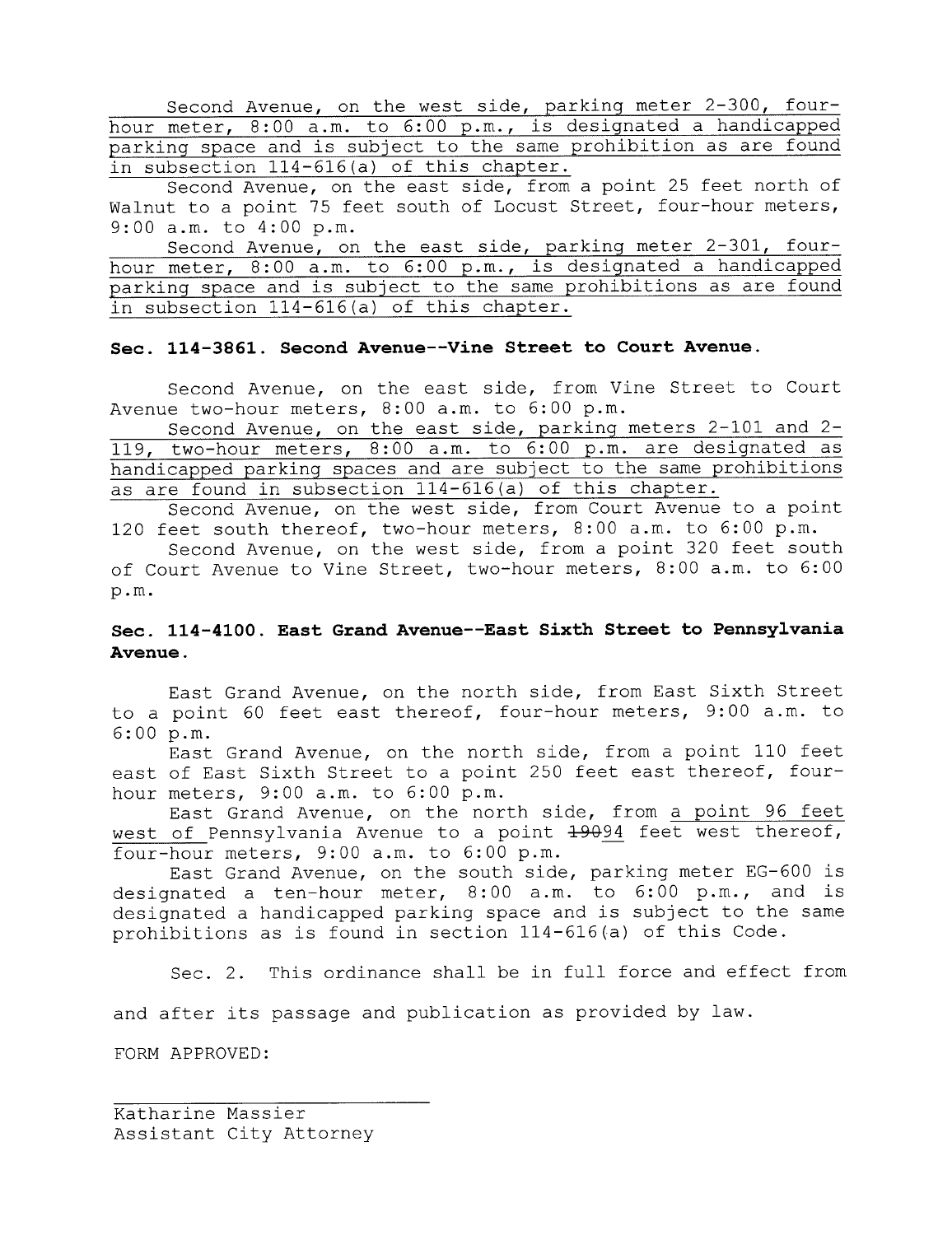Second Avenue, on the west side, parking meter 2-300, four-hour meter, 8:00 a.m. to 6:00 p.m., is designated a handicapped parking space and is subject to the same prohibition as are found in subsection 114-616(a) of this chapter.

Second Avenue, on the east side, from a point 25 feet north of Walnut to a point 75 feet south of Locust Street, four-hour meters, 9:00 a.m. to 4:00 p.m.

Second Avenue, on the east side, parking meter 2-301, four-hour meter, 8:00 a.m. to 6:00 p.m., is designated a handicapped parking space and is subject to the same prohibitions as are found in subsection 114-616(a) of this chapter.

**Sec. 114-3861. Second Avenue--Vine Street to Court Avenue.**

Second Avenue, on the east side, from Vine Street to Court Avenue two-hour meters, 8:00 a.m. to 6:00 p.m.

Second Avenue, on the east side, parking meters 2-101 and 2-119, two-hour meters, 8:00 a.m. to 6:00 p.m. are designated as handicapped parking spaces and are subject to the same prohibitions as are found in subsection 114-616(a) of this chapter.

Second Avenue, on the west side, from Court Avenue to a point 120 feet south thereof, two-hour meters, 8:00 a.m. to 6:00 p.m.

Second Avenue, on the west side, from a point 320 feet south of Court Avenue to Vine Street, two-hour meters, 8:00 a.m. to 6:00 p.m.

**Sec. 114-4100. East Grand Avenue--East Sixth Street to Pennsylvania Avenue.**

East Grand Avenue, on the north side, from East Sixth Street to a point 60 feet east thereof, four-hour meters, 9:00 a.m. to 6:00 p.m.

East Grand Avenue, on the north side, from a point 110 feet east of East Sixth Street to a point 250 feet east thereof, four-hour meters, 9:00 a.m. to 6:00 p.m.

East Grand Avenue, on the north side, from a point 96 feet west of Pennsylvania Avenue to a point ~~190~~94 feet west thereof, four-hour meters, 9:00 a.m. to 6:00 p.m.

East Grand Avenue, on the south side, parking meter EG-600 is designated a ten-hour meter, 8:00 a.m. to 6:00 p.m., and is designated a handicapped parking space and is subject to the same prohibitions as is found in section 114-616(a) of this Code.

Sec. 2. This ordinance shall be in full force and effect from and after its passage and publication as provided by law.

FORM APPROVED:

Katharine Massier
Assistant City Attorney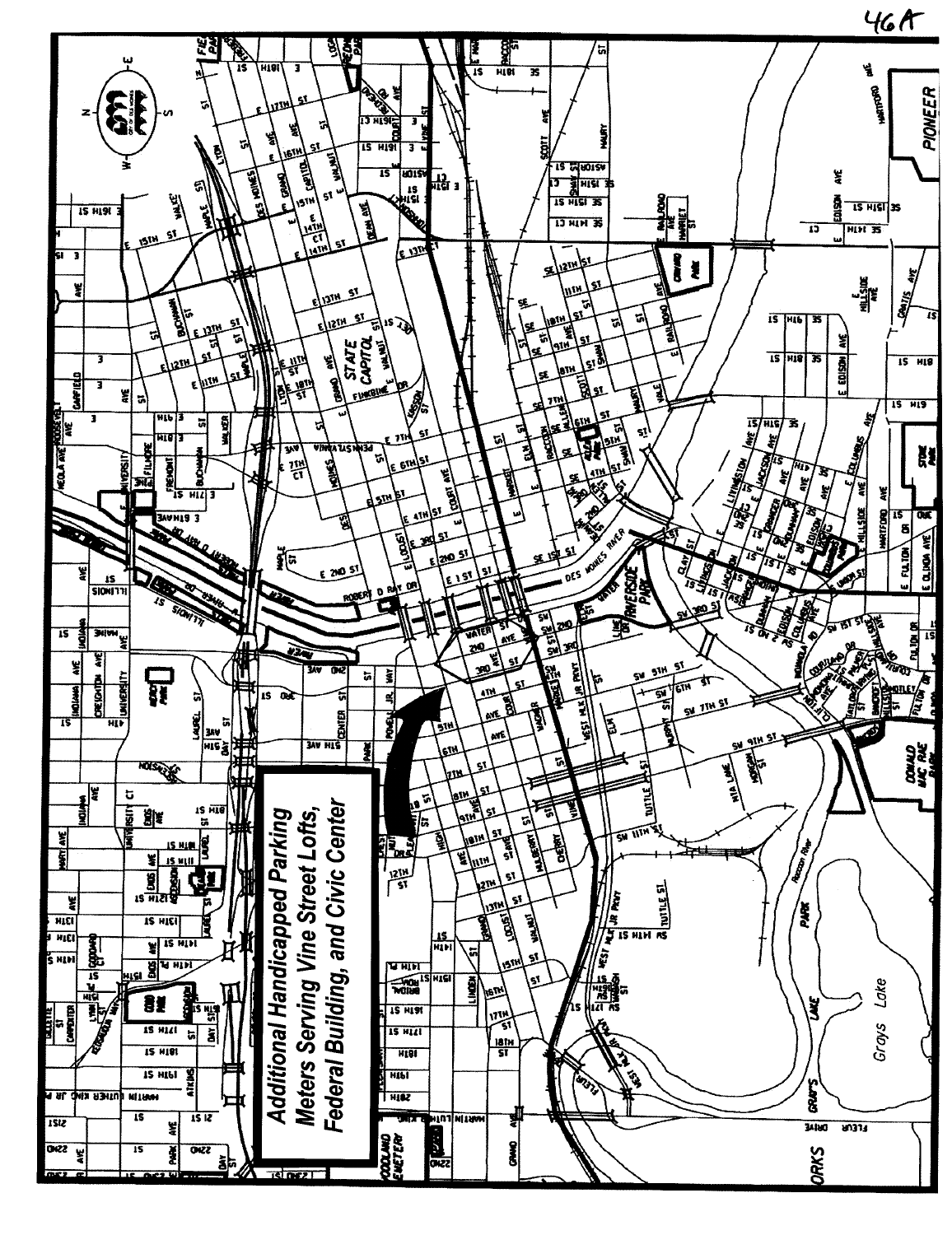46A

**Additional Handicapped Parking Meters Serving Vine Street Lofts, Federal Building, and Civic Center**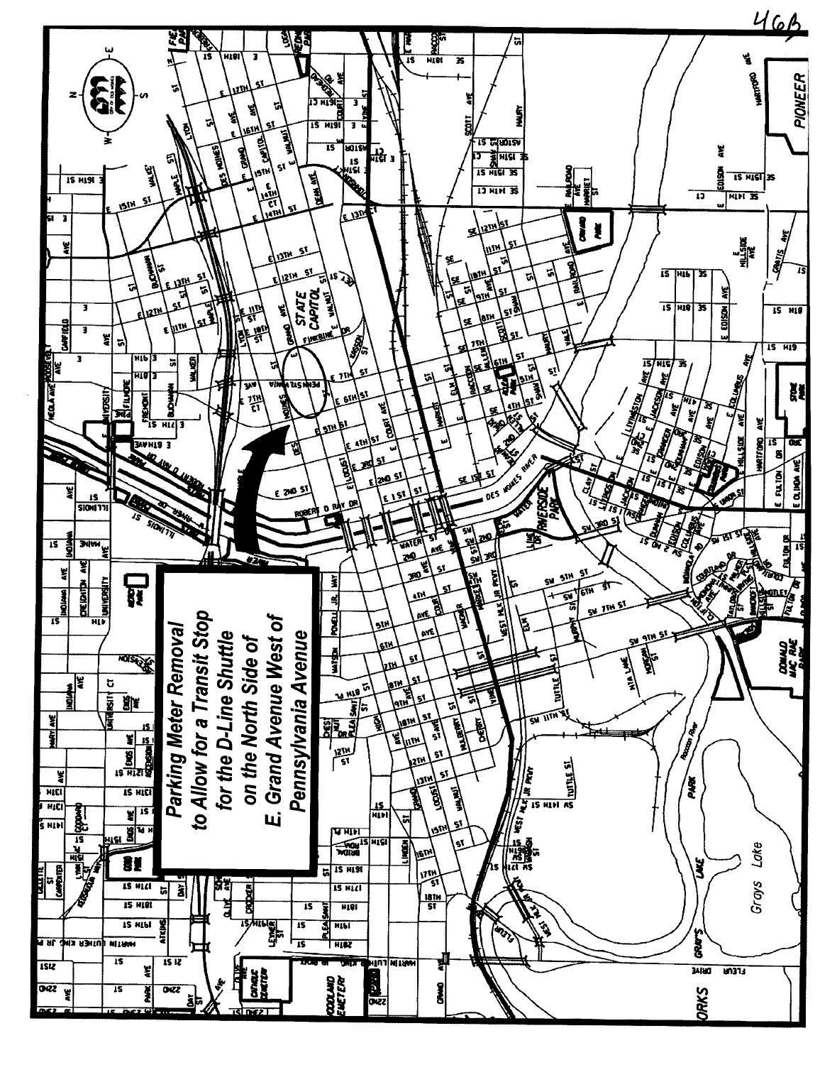46B

**Parking Meter Removal to Allow for a Transit Stop for the D-Line Shuttle on the North Side of E. Grand Avenue West of Pennsylvania Avenue**